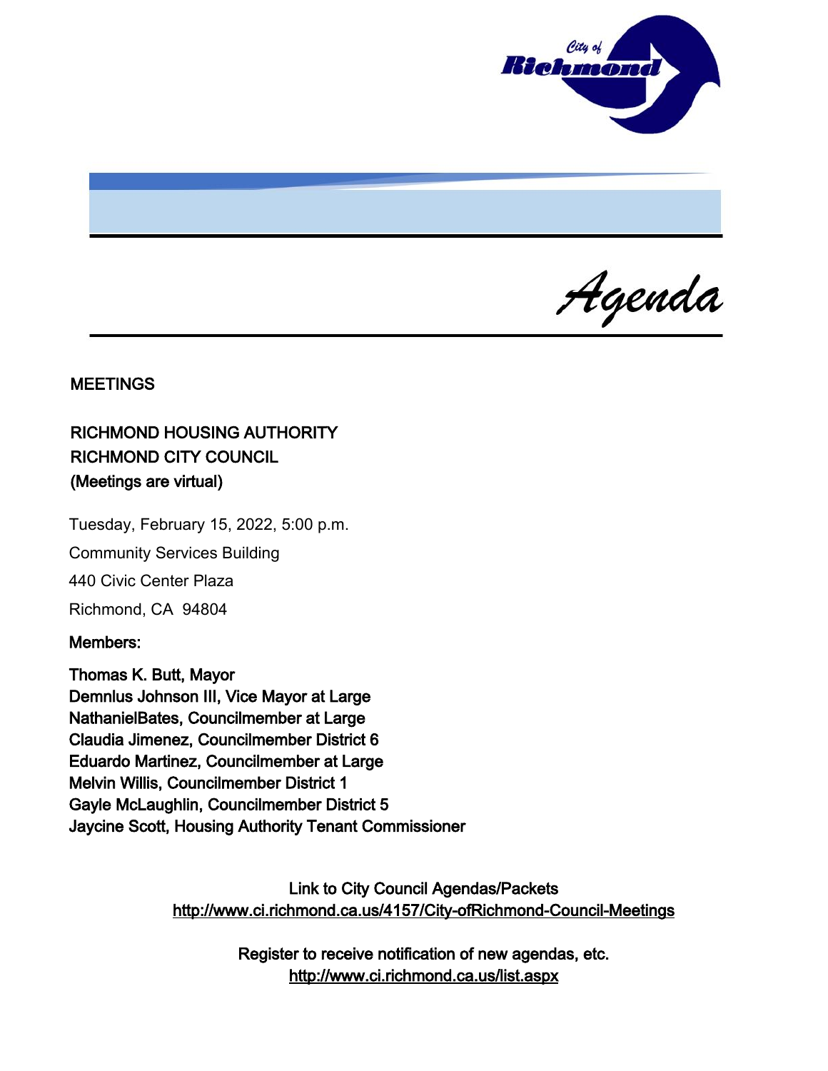# Agenda

## MEETINGS

**RICHMOND HOUSING AUTHORITY**
**RICHMOND CITY COUNCIL**
**(Meetings are virtual)**

Tuesday, February 15, 2022, 5:00 p.m.

Community Services Building

440 Civic Center Plaza

Richmond, CA 94804

**Members:**

**Thomas K. Butt, Mayor**
**Demnlus Johnson III, Vice Mayor at Large**
**NathanielBates, Councilmember at Large**
**Claudia Jimenez, Councilmember District 6**
**Eduardo Martinez, Councilmember at Large**
**Melvin Willis, Councilmember District 1**
**Gayle McLaughlin, Councilmember District 5**
**Jaycine Scott, Housing Authority Tenant Commissioner**

Link to City Council Agendas/Packets
http://www.ci.richmond.ca.us/4157/City-ofRichmond-Council-Meetings

Register to receive notification of new agendas, etc.
http://www.ci.richmond.ca.us/list.aspx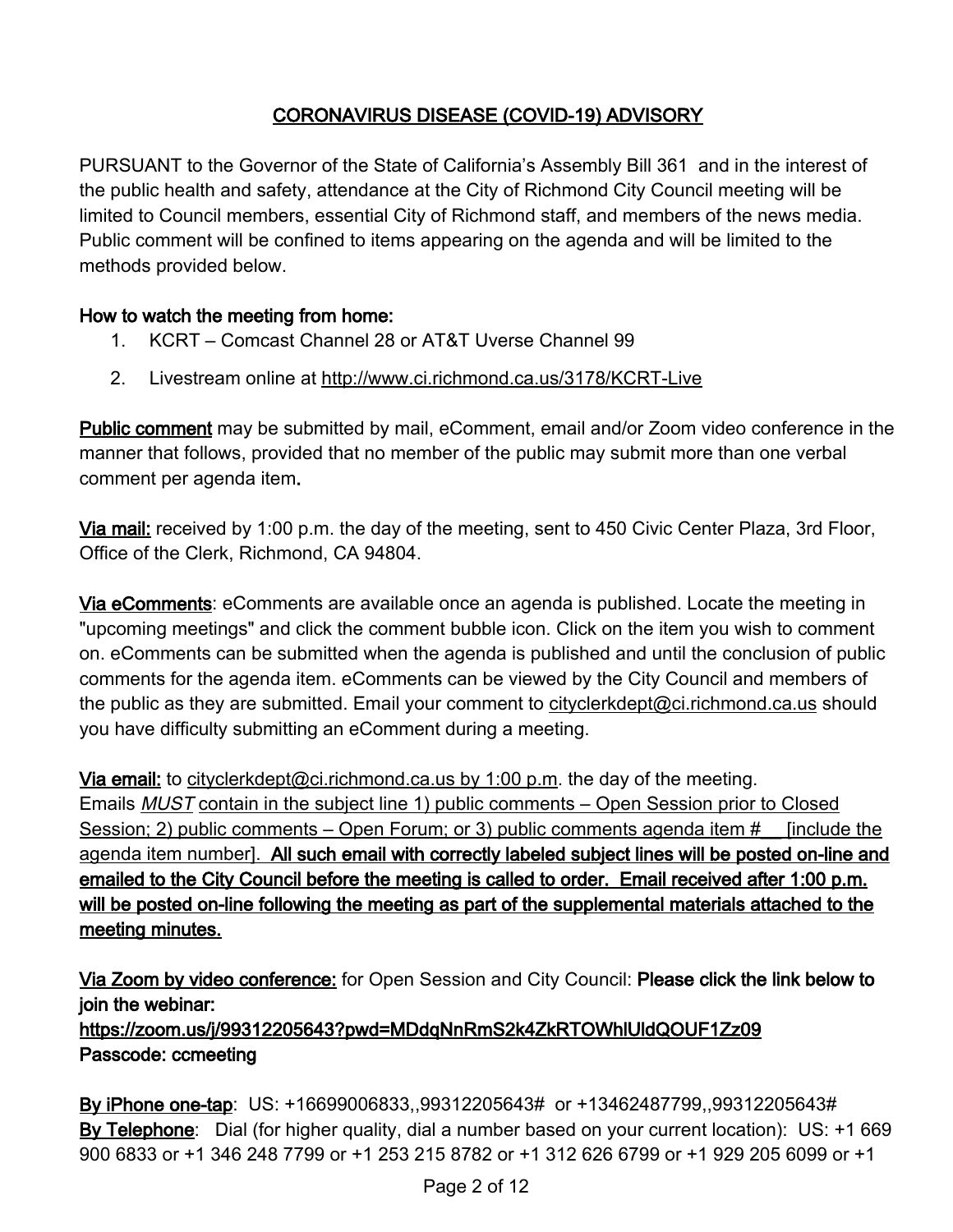## CORONAVIRUS DISEASE (COVID-19) ADVISORY

PURSUANT to the Governor of the State of California's Assembly Bill 361 and in the interest of the public health and safety, attendance at the City of Richmond City Council meeting will be limited to Council members, essential City of Richmond staff, and members of the news media. Public comment will be confined to items appearing on the agenda and will be limited to the methods provided below.

**How to watch the meeting from home:**

1. KCRT – Comcast Channel 28 or AT&T Uverse Channel 99
2. Livestream online at http://www.ci.richmond.ca.us/3178/KCRT-Live

**Public comment** may be submitted by mail, eComment, email and/or Zoom video conference in the manner that follows, provided that no member of the public may submit more than one verbal comment per agenda item.

**Via mail:** received by 1:00 p.m. the day of the meeting, sent to 450 Civic Center Plaza, 3rd Floor, Office of the Clerk, Richmond, CA 94804.

**Via eComments**: eComments are available once an agenda is published. Locate the meeting in "upcoming meetings" and click the comment bubble icon. Click on the item you wish to comment on. eComments can be submitted when the agenda is published and until the conclusion of public comments for the agenda item. eComments can be viewed by the City Council and members of the public as they are submitted. Email your comment to cityclerkdept@ci.richmond.ca.us should you have difficulty submitting an eComment during a meeting.

**Via email:** to cityclerkdept@ci.richmond.ca.us by 1:00 p.m. the day of the meeting. Emails *MUST* contain in the subject line 1) public comments – Open Session prior to Closed Session; 2) public comments – Open Forum; or 3) public comments agenda item # __ [include the agenda item number]. **All such email with correctly labeled subject lines will be posted on-line and emailed to the City Council before the meeting is called to order. Email received after 1:00 p.m. will be posted on-line following the meeting as part of the supplemental materials attached to the meeting minutes.**

**Via Zoom by video conference:** for Open Session and City Council: **Please click the link below to join the webinar:**
**https://zoom.us/j/99312205643?pwd=MDdqNnRmS2k4ZkRTOWhlUldQOUF1Zz09**
**Passcode: ccmeeting**

**By iPhone one-tap**: US: +16699006833,,99312205643# or +13462487799,,99312205643#
**By Telephone**: Dial (for higher quality, dial a number based on your current location): US: +1 669 900 6833 or +1 346 248 7799 or +1 253 215 8782 or +1 312 626 6799 or +1 929 205 6099 or +1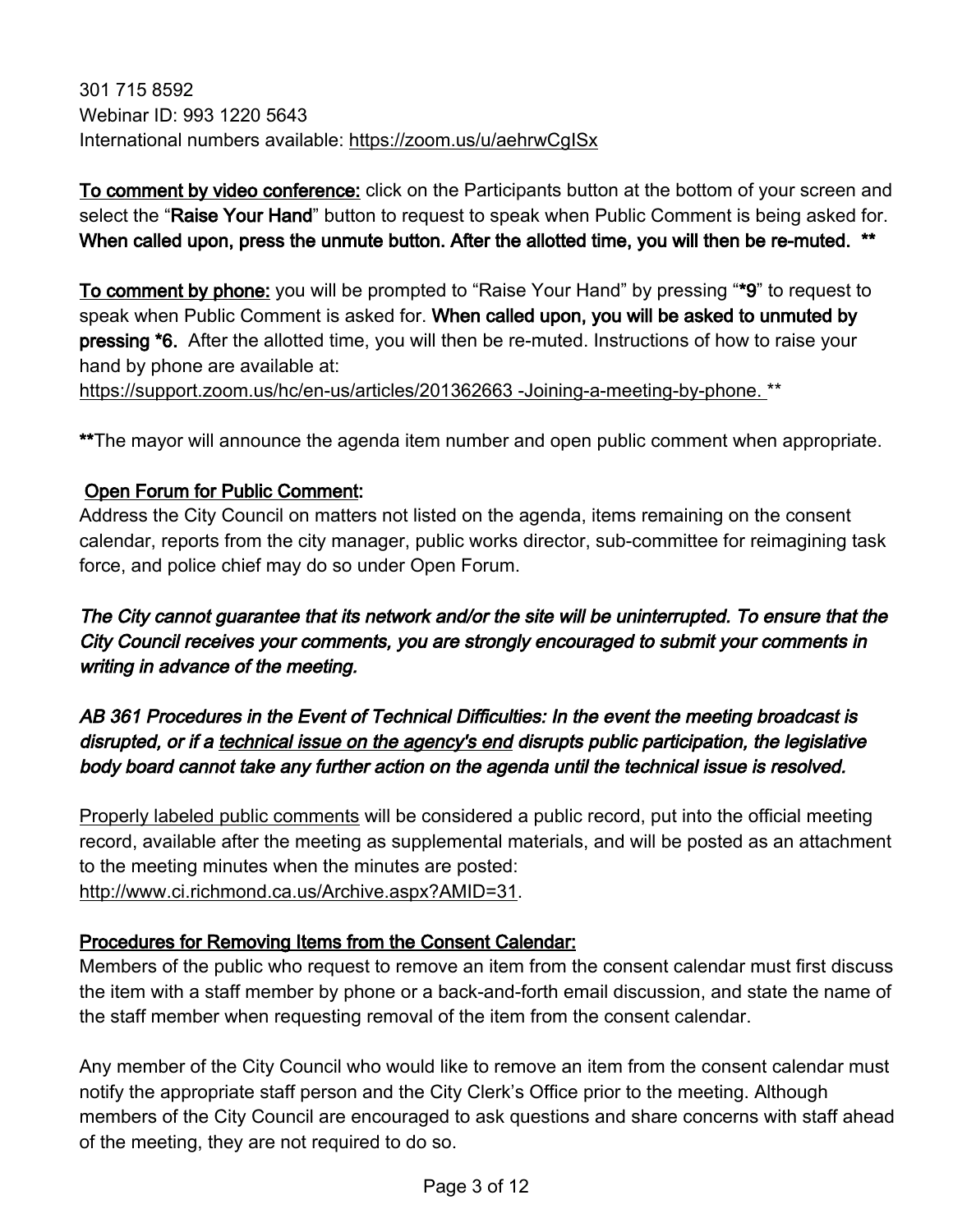301 715 8592
Webinar ID: 993 1220 5643
International numbers available: https://zoom.us/u/aehrwCgISx

To comment by video conference: click on the Participants button at the bottom of your screen and select the "**Raise Your Hand**" button to request to speak when Public Comment is being asked for. **When called upon, press the unmute button. After the allotted time, you will then be re-muted. \*\***

To comment by phone: you will be prompted to "Raise Your Hand" by pressing "**\*9**" to request to speak when Public Comment is asked for. **When called upon, you will be asked to unmuted by pressing \*6.** After the allotted time, you will then be re-muted. Instructions of how to raise your hand by phone are available at:
https://support.zoom.us/hc/en-us/articles/201362663 -Joining-a-meeting-by-phone. **

**\*\***The mayor will announce the agenda item number and open public comment when appropriate.

## Open Forum for Public Comment:

Address the City Council on matters not listed on the agenda, items remaining on the consent calendar, reports from the city manager, public works director, sub-committee for reimagining task force, and police chief may do so under Open Forum.

***The City cannot guarantee that its network and/or the site will be uninterrupted. To ensure that the City Council receives your comments, you are strongly encouraged to submit your comments in writing in advance of the meeting.***

***AB 361 Procedures in the Event of Technical Difficulties: In the event the meeting broadcast is disrupted, or if a technical issue on the agency's end disrupts public participation, the legislative body board cannot take any further action on the agenda until the technical issue is resolved.***

Properly labeled public comments will be considered a public record, put into the official meeting record, available after the meeting as supplemental materials, and will be posted as an attachment to the meeting minutes when the minutes are posted:
http://www.ci.richmond.ca.us/Archive.aspx?AMID=31.

## Procedures for Removing Items from the Consent Calendar:

Members of the public who request to remove an item from the consent calendar must first discuss the item with a staff member by phone or a back-and-forth email discussion, and state the name of the staff member when requesting removal of the item from the consent calendar.

Any member of the City Council who would like to remove an item from the consent calendar must notify the appropriate staff person and the City Clerk's Office prior to the meeting. Although members of the City Council are encouraged to ask questions and share concerns with staff ahead of the meeting, they are not required to do so.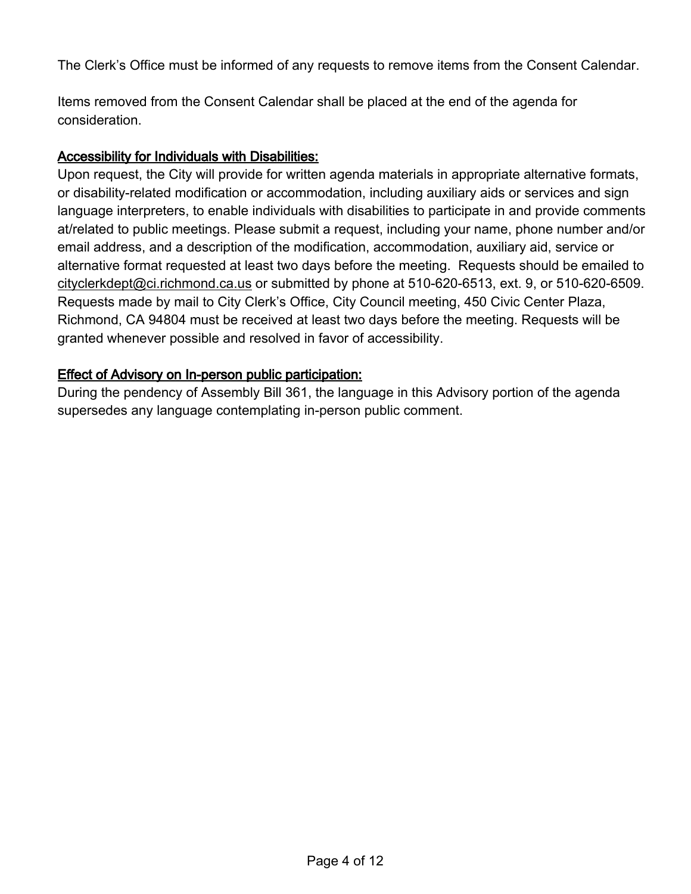The Clerk's Office must be informed of any requests to remove items from the Consent Calendar.

Items removed from the Consent Calendar shall be placed at the end of the agenda for consideration.

**Accessibility for Individuals with Disabilities:**

Upon request, the City will provide for written agenda materials in appropriate alternative formats, or disability-related modification or accommodation, including auxiliary aids or services and sign language interpreters, to enable individuals with disabilities to participate in and provide comments at/related to public meetings. Please submit a request, including your name, phone number and/or email address, and a description of the modification, accommodation, auxiliary aid, service or alternative format requested at least two days before the meeting. Requests should be emailed to cityclerkdept@ci.richmond.ca.us or submitted by phone at 510-620-6513, ext. 9, or 510-620-6509. Requests made by mail to City Clerk's Office, City Council meeting, 450 Civic Center Plaza, Richmond, CA 94804 must be received at least two days before the meeting. Requests will be granted whenever possible and resolved in favor of accessibility.

**Effect of Advisory on In-person public participation:**

During the pendency of Assembly Bill 361, the language in this Advisory portion of the agenda supersedes any language contemplating in-person public comment.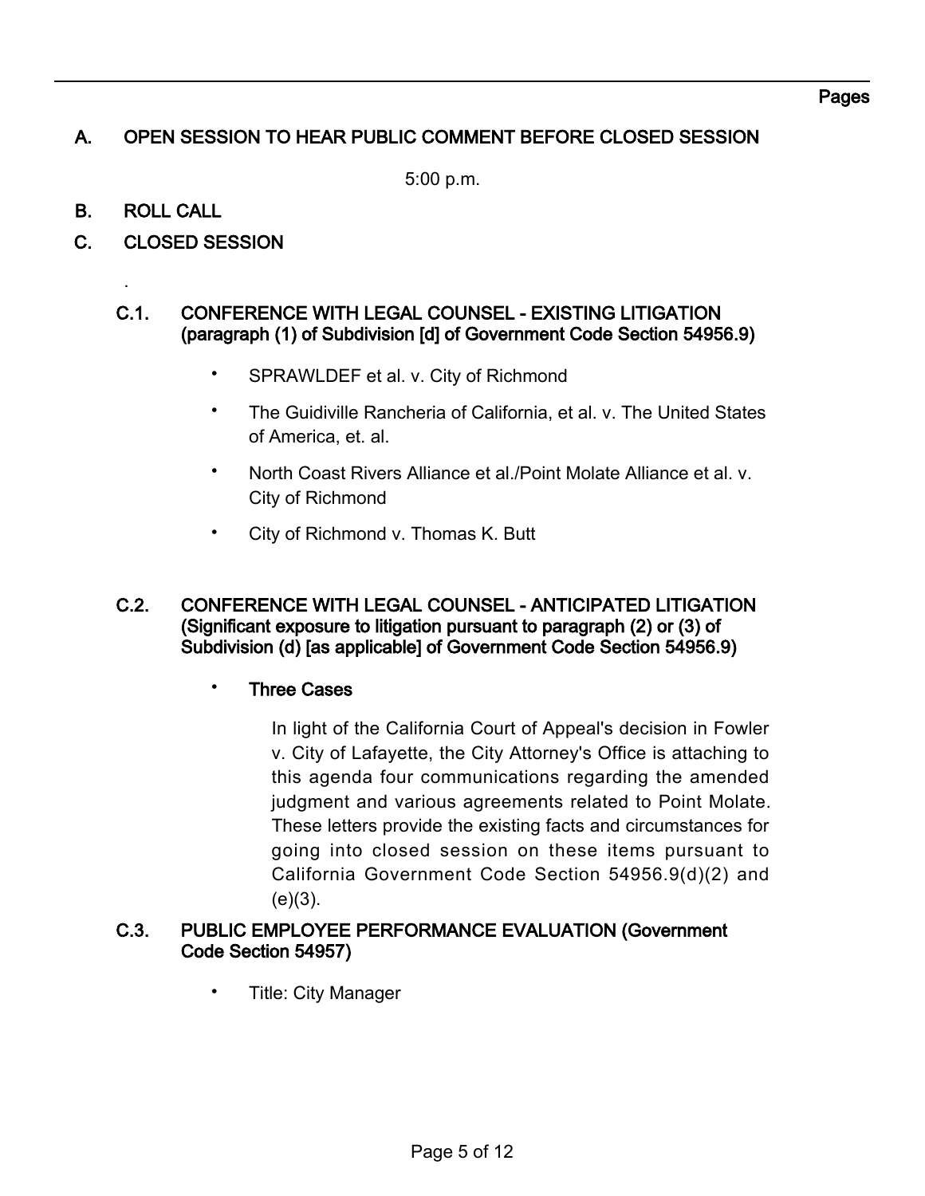Pages

## A. OPEN SESSION TO HEAR PUBLIC COMMENT BEFORE CLOSED SESSION

5:00 p.m.

## B. ROLL CALL

## C. CLOSED SESSION

.

### C.1. CONFERENCE WITH LEGAL COUNSEL - EXISTING LITIGATION (paragraph (1) of Subdivision [d] of Government Code Section 54956.9)

- SPRAWLDEF et al. v. City of Richmond
- The Guidiville Rancheria of California, et al. v. The United States of America, et. al.
- North Coast Rivers Alliance et al./Point Molate Alliance et al. v. City of Richmond
- City of Richmond v. Thomas K. Butt

### C.2. CONFERENCE WITH LEGAL COUNSEL - ANTICIPATED LITIGATION (Significant exposure to litigation pursuant to paragraph (2) or (3) of Subdivision (d) [as applicable] of Government Code Section 54956.9)

- **Three Cases**

  In light of the California Court of Appeal's decision in Fowler v. City of Lafayette, the City Attorney's Office is attaching to this agenda four communications regarding the amended judgment and various agreements related to Point Molate. These letters provide the existing facts and circumstances for going into closed session on these items pursuant to California Government Code Section 54956.9(d)(2) and (e)(3).

### C.3. PUBLIC EMPLOYEE PERFORMANCE EVALUATION (Government Code Section 54957)

- Title: City Manager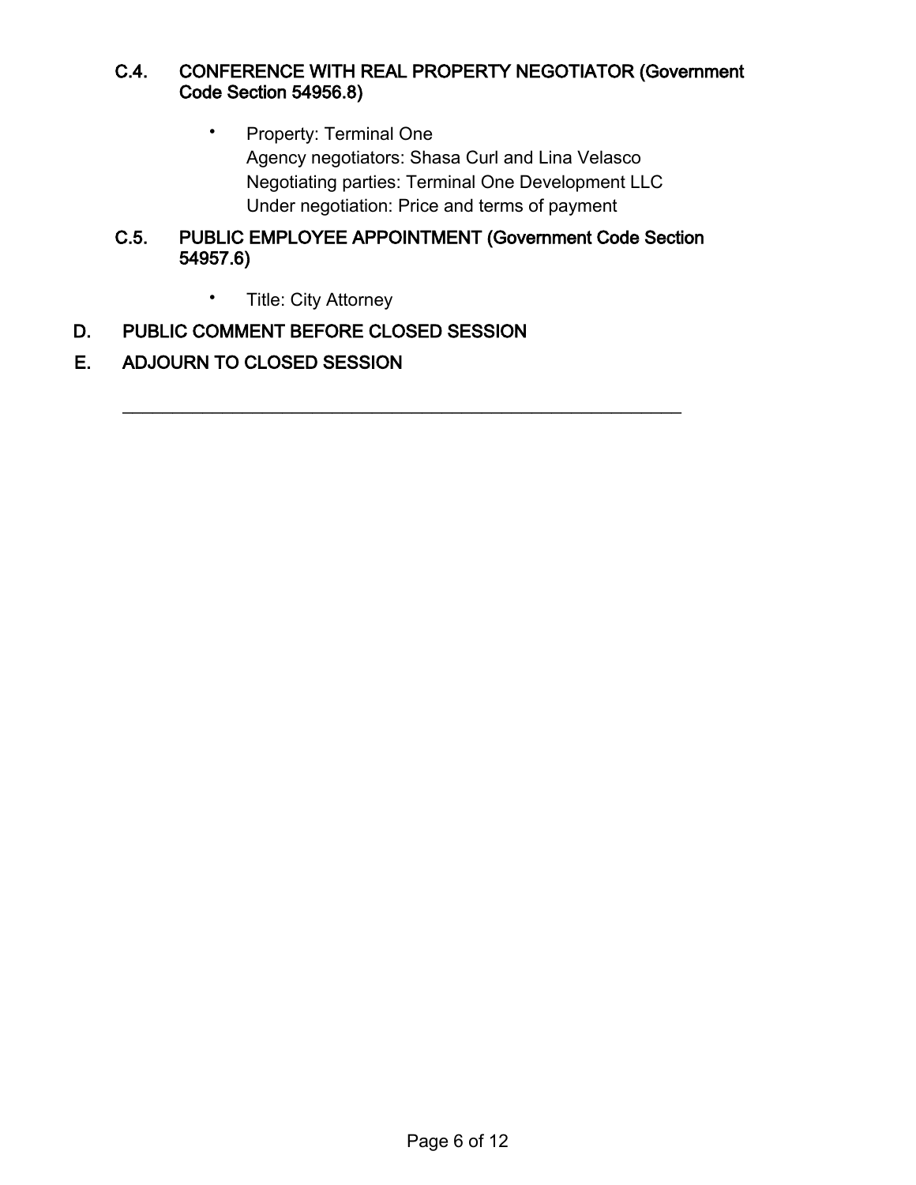### C.4. CONFERENCE WITH REAL PROPERTY NEGOTIATOR (Government Code Section 54956.8)

- Property: Terminal One
  Agency negotiators: Shasa Curl and Lina Velasco
  Negotiating parties: Terminal One Development LLC
  Under negotiation: Price and terms of payment

### C.5. PUBLIC EMPLOYEE APPOINTMENT (Government Code Section 54957.6)

- Title: City Attorney

## D. PUBLIC COMMENT BEFORE CLOSED SESSION

## E. ADJOURN TO CLOSED SESSION

---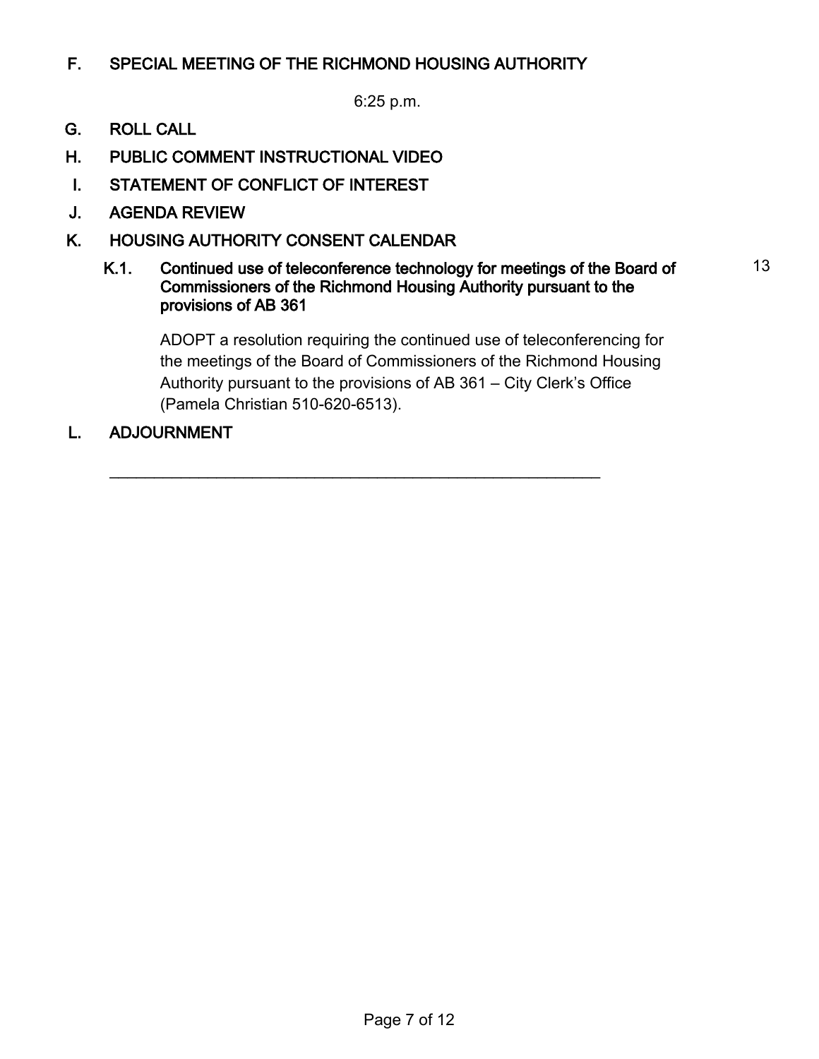## F. SPECIAL MEETING OF THE RICHMOND HOUSING AUTHORITY

6:25 p.m.

## G. ROLL CALL

## H. PUBLIC COMMENT INSTRUCTIONAL VIDEO

## I. STATEMENT OF CONFLICT OF INTEREST

## J. AGENDA REVIEW

## K. HOUSING AUTHORITY CONSENT CALENDAR

### K.1. Continued use of teleconference technology for meetings of the Board of Commissioners of the Richmond Housing Authority pursuant to the provisions of AB 361

13

ADOPT a resolution requiring the continued use of teleconferencing for the meetings of the Board of Commissioners of the Richmond Housing Authority pursuant to the provisions of AB 361 – City Clerk's Office (Pamela Christian 510-620-6513).

## L. ADJOURNMENT

---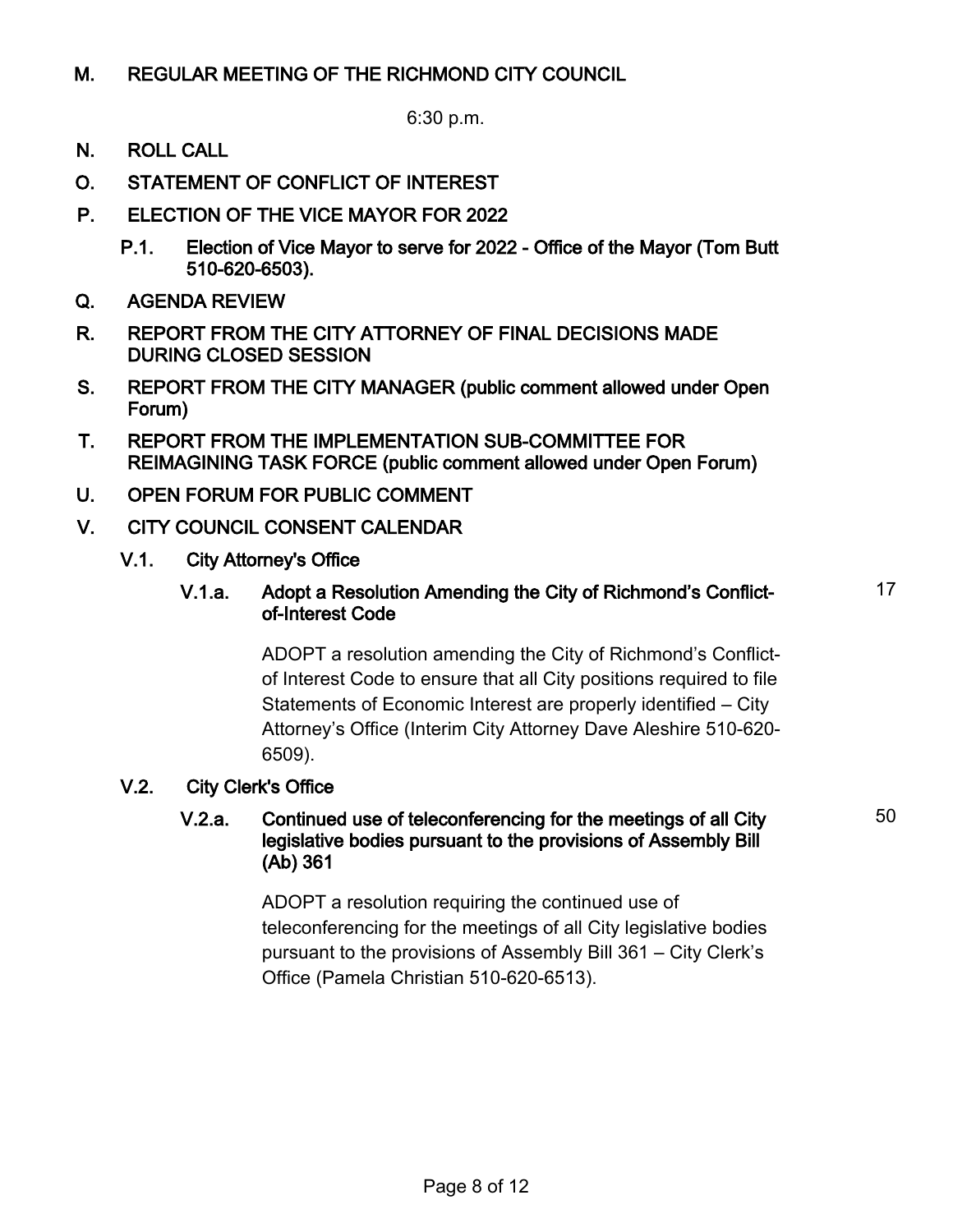## M. REGULAR MEETING OF THE RICHMOND CITY COUNCIL

6:30 p.m.

## N. ROLL CALL

## O. STATEMENT OF CONFLICT OF INTEREST

## P. ELECTION OF THE VICE MAYOR FOR 2022

**P.1.** **Election of Vice Mayor to serve for 2022 - Office of the Mayor (Tom Butt 510-620-6503).**

## Q. AGENDA REVIEW

## R. REPORT FROM THE CITY ATTORNEY OF FINAL DECISIONS MADE DURING CLOSED SESSION

## S. REPORT FROM THE CITY MANAGER (public comment allowed under Open Forum)

## T. REPORT FROM THE IMPLEMENTATION SUB-COMMITTEE FOR REIMAGINING TASK FORCE (public comment allowed under Open Forum)

## U. OPEN FORUM FOR PUBLIC COMMENT

## V. CITY COUNCIL CONSENT CALENDAR

### V.1. City Attorney's Office

**V.1.a.** **Adopt a Resolution Amending the City of Richmond's Conflict-of-Interest Code** — 17

ADOPT a resolution amending the City of Richmond's Conflict-of Interest Code to ensure that all City positions required to file Statements of Economic Interest are properly identified – City Attorney's Office (Interim City Attorney Dave Aleshire 510-620-6509).

### V.2. City Clerk's Office

**V.2.a.** **Continued use of teleconferencing for the meetings of all City legislative bodies pursuant to the provisions of Assembly Bill (Ab) 361** — 50

ADOPT a resolution requiring the continued use of teleconferencing for the meetings of all City legislative bodies pursuant to the provisions of Assembly Bill 361 – City Clerk's Office (Pamela Christian 510-620-6513).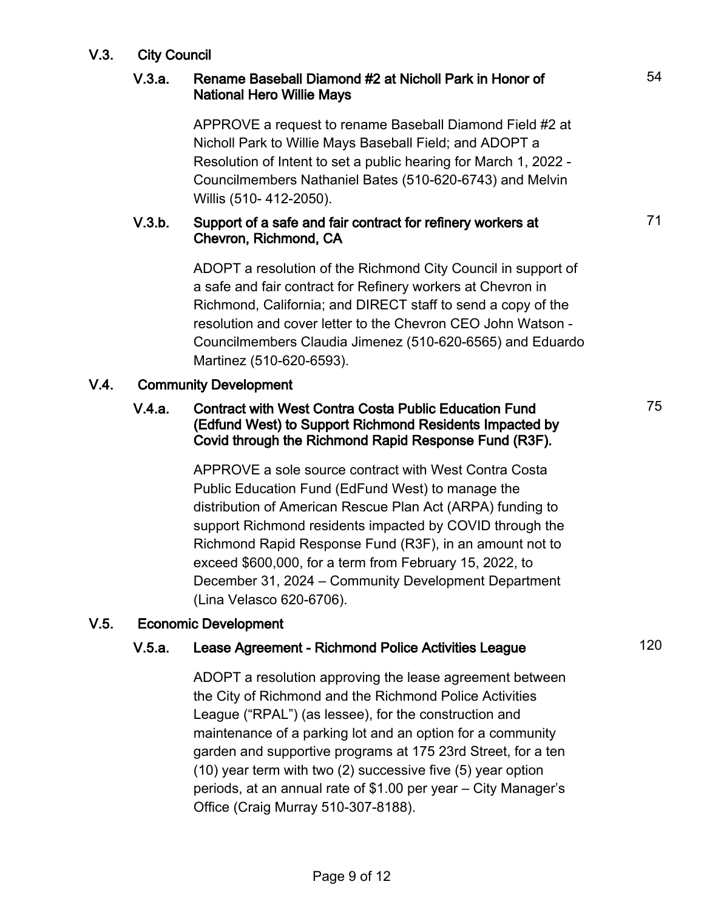## V.3. City Council

### V.3.a. Rename Baseball Diamond #2 at Nicholl Park in Honor of National Hero Willie Mays

54

APPROVE a request to rename Baseball Diamond Field #2 at Nicholl Park to Willie Mays Baseball Field; and ADOPT a Resolution of Intent to set a public hearing for March 1, 2022 - Councilmembers Nathaniel Bates (510-620-6743) and Melvin Willis (510- 412-2050).

### V.3.b. Support of a safe and fair contract for refinery workers at Chevron, Richmond, CA

71

ADOPT a resolution of the Richmond City Council in support of a safe and fair contract for Refinery workers at Chevron in Richmond, California; and DIRECT staff to send a copy of the resolution and cover letter to the Chevron CEO John Watson - Councilmembers Claudia Jimenez (510-620-6565) and Eduardo Martinez (510-620-6593).

## V.4. Community Development

### V.4.a. Contract with West Contra Costa Public Education Fund (Edfund West) to Support Richmond Residents Impacted by Covid through the Richmond Rapid Response Fund (R3F).

75

APPROVE a sole source contract with West Contra Costa Public Education Fund (EdFund West) to manage the distribution of American Rescue Plan Act (ARPA) funding to support Richmond residents impacted by COVID through the Richmond Rapid Response Fund (R3F), in an amount not to exceed $600,000, for a term from February 15, 2022, to December 31, 2024 – Community Development Department (Lina Velasco 620-6706).

## V.5. Economic Development

### V.5.a. Lease Agreement - Richmond Police Activities League

120

ADOPT a resolution approving the lease agreement between the City of Richmond and the Richmond Police Activities League ("RPAL") (as lessee), for the construction and maintenance of a parking lot and an option for a community garden and supportive programs at 175 23rd Street, for a ten (10) year term with two (2) successive five (5) year option periods, at an annual rate of $1.00 per year – City Manager's Office (Craig Murray 510-307-8188).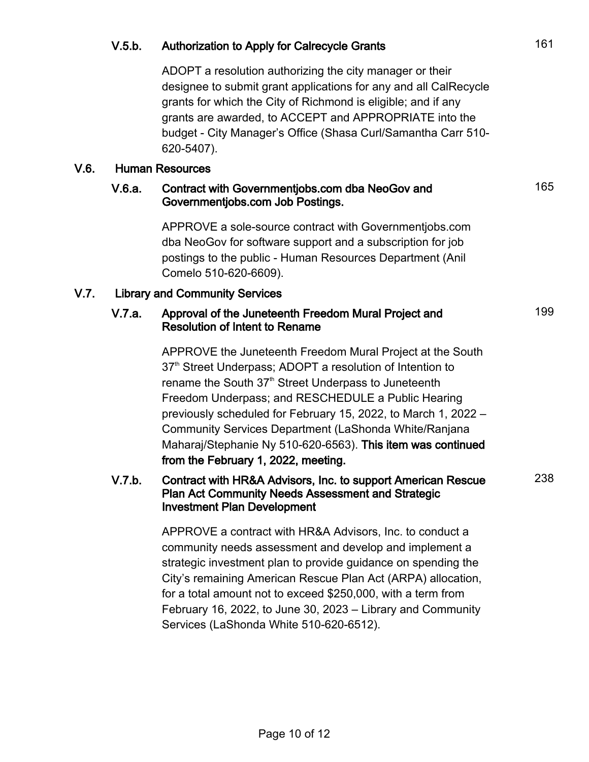### V.5.b. Authorization to Apply for Calrecycle Grants — 161

ADOPT a resolution authorizing the city manager or their designee to submit grant applications for any and all CalRecycle grants for which the City of Richmond is eligible; and if any grants are awarded, to ACCEPT and APPROPRIATE into the budget - City Manager's Office (Shasa Curl/Samantha Carr 510-620-5407).

## V.6. Human Resources

### V.6.a. Contract with Governmentjobs.com dba NeoGov and Governmentjobs.com Job Postings. — 165

APPROVE a sole-source contract with Governmentjobs.com dba NeoGov for software support and a subscription for job postings to the public - Human Resources Department (Anil Comelo 510-620-6609).

## V.7. Library and Community Services

### V.7.a. Approval of the Juneteenth Freedom Mural Project and Resolution of Intent to Rename — 199

APPROVE the Juneteenth Freedom Mural Project at the South 37th Street Underpass; ADOPT a resolution of Intention to rename the South 37th Street Underpass to Juneteenth Freedom Underpass; and RESCHEDULE a Public Hearing previously scheduled for February 15, 2022, to March 1, 2022 – Community Services Department (LaShonda White/Ranjana Maharaj/Stephanie Ny 510-620-6563). **This item was continued from the February 1, 2022, meeting.**

### V.7.b. Contract with HR&A Advisors, Inc. to support American Rescue Plan Act Community Needs Assessment and Strategic Investment Plan Development — 238

APPROVE a contract with HR&A Advisors, Inc. to conduct a community needs assessment and develop and implement a strategic investment plan to provide guidance on spending the City's remaining American Rescue Plan Act (ARPA) allocation, for a total amount not to exceed $250,000, with a term from February 16, 2022, to June 30, 2023 – Library and Community Services (LaShonda White 510-620-6512).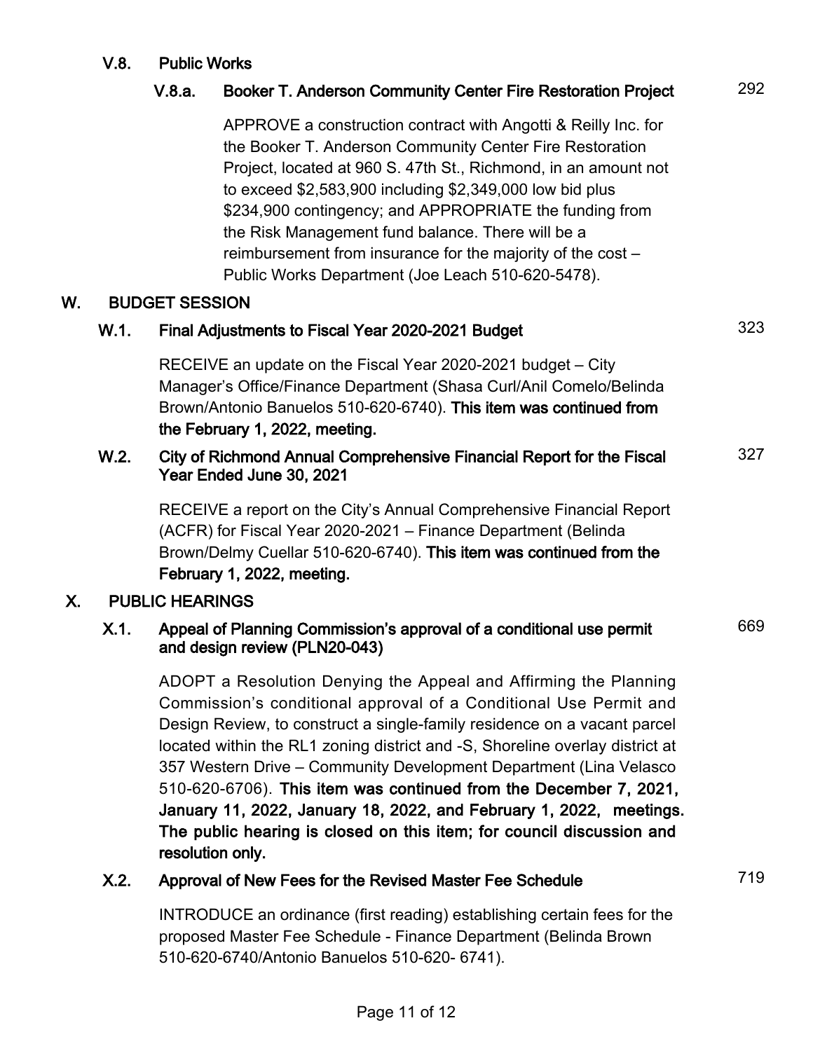### V.8. Public Works

#### V.8.a. Booker T. Anderson Community Center Fire Restoration Project — 292

APPROVE a construction contract with Angotti & Reilly Inc. for the Booker T. Anderson Community Center Fire Restoration Project, located at 960 S. 47th St., Richmond, in an amount not to exceed $2,583,900 including $2,349,000 low bid plus $234,900 contingency; and APPROPRIATE the funding from the Risk Management fund balance. There will be a reimbursement from insurance for the majority of the cost – Public Works Department (Joe Leach 510-620-5478).

## W. BUDGET SESSION

### W.1. Final Adjustments to Fiscal Year 2020-2021 Budget — 323

RECEIVE an update on the Fiscal Year 2020-2021 budget – City Manager's Office/Finance Department (Shasa Curl/Anil Comelo/Belinda Brown/Antonio Banuelos 510-620-6740). **This item was continued from the February 1, 2022, meeting.**

### W.2. City of Richmond Annual Comprehensive Financial Report for the Fiscal Year Ended June 30, 2021 — 327

RECEIVE a report on the City's Annual Comprehensive Financial Report (ACFR) for Fiscal Year 2020-2021 – Finance Department (Belinda Brown/Delmy Cuellar 510-620-6740). **This item was continued from the February 1, 2022, meeting.**

## X. PUBLIC HEARINGS

### X.1. Appeal of Planning Commission's approval of a conditional use permit and design review (PLN20-043) — 669

ADOPT a Resolution Denying the Appeal and Affirming the Planning Commission's conditional approval of a Conditional Use Permit and Design Review, to construct a single-family residence on a vacant parcel located within the RL1 zoning district and -S, Shoreline overlay district at 357 Western Drive – Community Development Department (Lina Velasco 510-620-6706). **This item was continued from the December 7, 2021, January 11, 2022, January 18, 2022, and February 1, 2022, meetings. The public hearing is closed on this item; for council discussion and resolution only.**

### X.2. Approval of New Fees for the Revised Master Fee Schedule — 719

INTRODUCE an ordinance (first reading) establishing certain fees for the proposed Master Fee Schedule - Finance Department (Belinda Brown 510-620-6740/Antonio Banuelos 510-620- 6741).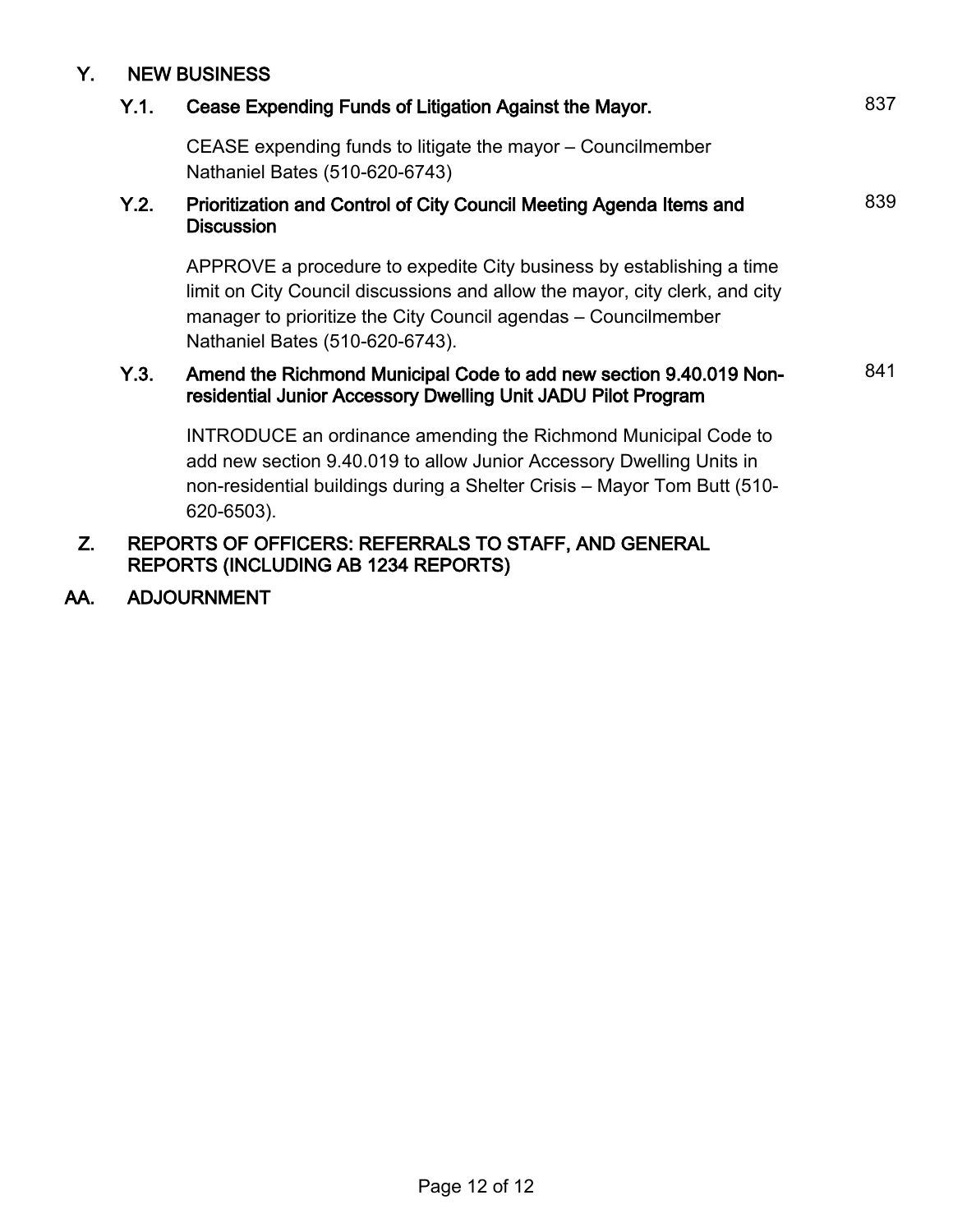## Y. NEW BUSINESS

### Y.1. Cease Expending Funds of Litigation Against the Mayor. 837

CEASE expending funds to litigate the mayor – Councilmember Nathaniel Bates (510-620-6743)

### Y.2. Prioritization and Control of City Council Meeting Agenda Items and Discussion 839

APPROVE a procedure to expedite City business by establishing a time limit on City Council discussions and allow the mayor, city clerk, and city manager to prioritize the City Council agendas – Councilmember Nathaniel Bates (510-620-6743).

### Y.3. Amend the Richmond Municipal Code to add new section 9.40.019 Non-residential Junior Accessory Dwelling Unit JADU Pilot Program 841

INTRODUCE an ordinance amending the Richmond Municipal Code to add new section 9.40.019 to allow Junior Accessory Dwelling Units in non-residential buildings during a Shelter Crisis – Mayor Tom Butt (510-620-6503).

## Z. REPORTS OF OFFICERS: REFERRALS TO STAFF, AND GENERAL REPORTS (INCLUDING AB 1234 REPORTS)

## AA. ADJOURNMENT